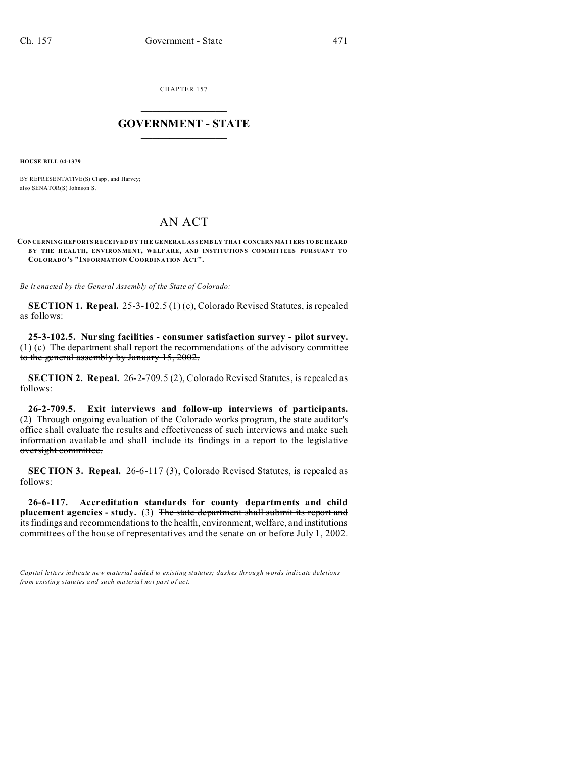CHAPTER 157

# GOVERNMENT - STATE

**HOUSE BILL 04-1379**

BY REPRESENTATIVE(S) Clapp, and Harvey;
also SENATOR(S) Johnson S.

## AN ACT

**CONCERNING REPORTS RECEIVED BY THE GENERAL ASSEMBLY THAT CONCERN MATTERS TO BE HEARD BY THE HEALTH, ENVIRONMENT, WELFARE, AND INSTITUTIONS COMMITTEES PURSUANT TO COLORADO'S "INFORMATION COORDINATION ACT".**

*Be it enacted by the General Assembly of the State of Colorado:*

**SECTION 1. Repeal.** 25-3-102.5 (1) (c), Colorado Revised Statutes, is repealed as follows:

**25-3-102.5. Nursing facilities - consumer satisfaction survey - pilot survey.** (1) (c) ~~The department shall report the recommendations of the advisory committee to the general assembly by January 15, 2002.~~

**SECTION 2. Repeal.** 26-2-709.5 (2), Colorado Revised Statutes, is repealed as follows:

**26-2-709.5. Exit interviews and follow-up interviews of participants.** (2) ~~Through ongoing evaluation of the Colorado works program, the state auditor's office shall evaluate the results and effectiveness of such interviews and make such information available and shall include its findings in a report to the legislative oversight committee.~~

**SECTION 3. Repeal.** 26-6-117 (3), Colorado Revised Statutes, is repealed as follows:

**26-6-117. Accreditation standards for county departments and child placement agencies - study.** (3) ~~The state department shall submit its report and its findings and recommendations to the health, environment, welfare, and institutions committees of the house of representatives and the senate on or before July 1, 2002.~~

---

*Capital letters indicate new material added to existing statutes; dashes through words indicate deletions from existing statutes and such material not part of act.*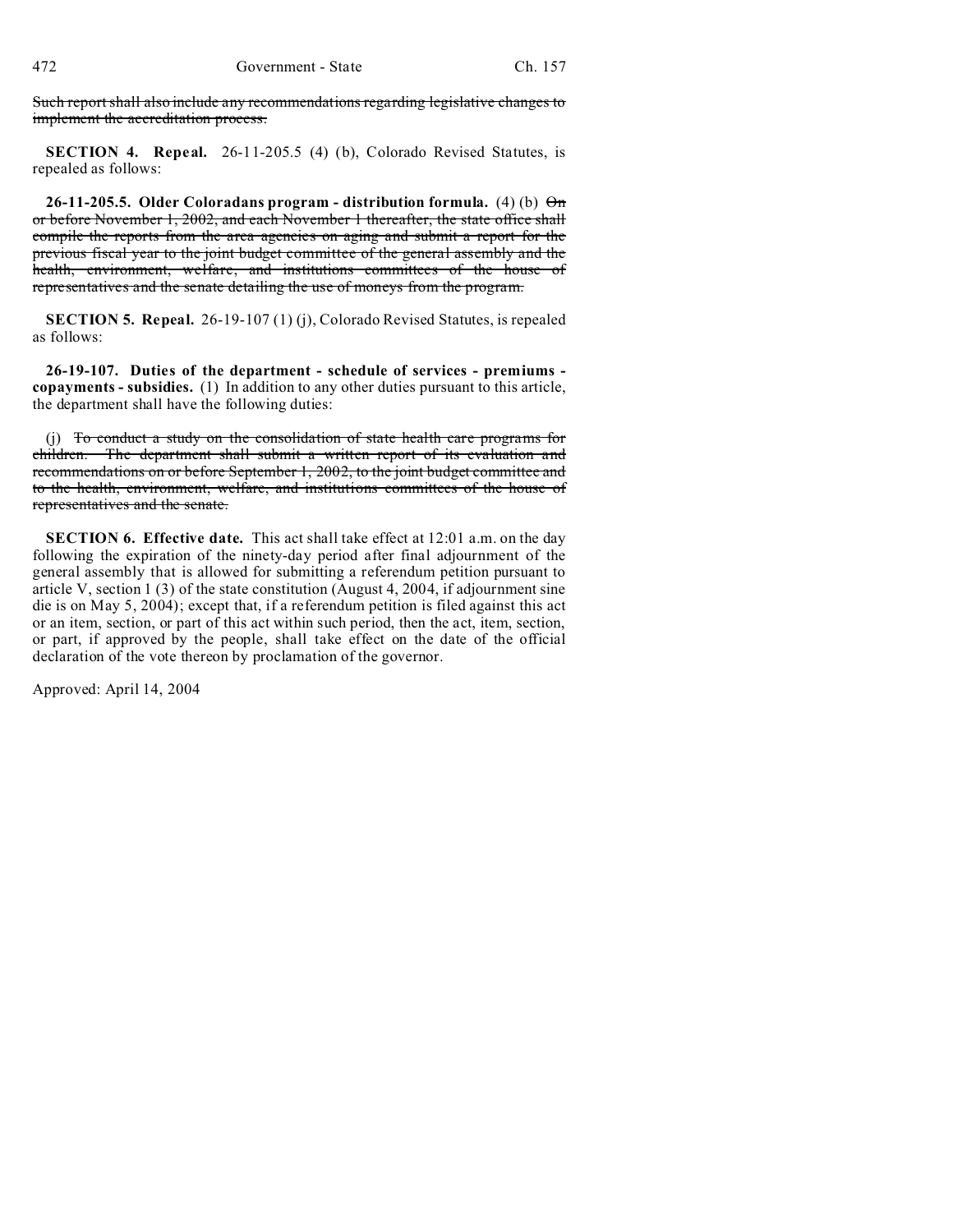~~Such report shall also include any recommendations regarding legislative changes to implement the accreditation process.~~

**SECTION 4. Repeal.** 26-11-205.5 (4) (b), Colorado Revised Statutes, is repealed as follows:

**26-11-205.5. Older Coloradans program - distribution formula.** (4) (b) ~~On or before November 1, 2002, and each November 1 thereafter, the state office shall compile the reports from the area agencies on aging and submit a report for the previous fiscal year to the joint budget committee of the general assembly and the health, environment, welfare, and institutions committees of the house of representatives and the senate detailing the use of moneys from the program.~~

**SECTION 5. Repeal.** 26-19-107 (1) (j), Colorado Revised Statutes, is repealed as follows:

**26-19-107. Duties of the department - schedule of services - premiums - copayments - subsidies.** (1) In addition to any other duties pursuant to this article, the department shall have the following duties:

(j) ~~To conduct a study on the consolidation of state health care programs for children. The department shall submit a written report of its evaluation and recommendations on or before September 1, 2002, to the joint budget committee and to the health, environment, welfare, and institutions committees of the house of representatives and the senate.~~

**SECTION 6. Effective date.** This act shall take effect at 12:01 a.m. on the day following the expiration of the ninety-day period after final adjournment of the general assembly that is allowed for submitting a referendum petition pursuant to article V, section 1 (3) of the state constitution (August 4, 2004, if adjournment sine die is on May 5, 2004); except that, if a referendum petition is filed against this act or an item, section, or part of this act within such period, then the act, item, section, or part, if approved by the people, shall take effect on the date of the official declaration of the vote thereon by proclamation of the governor.

Approved: April 14, 2004